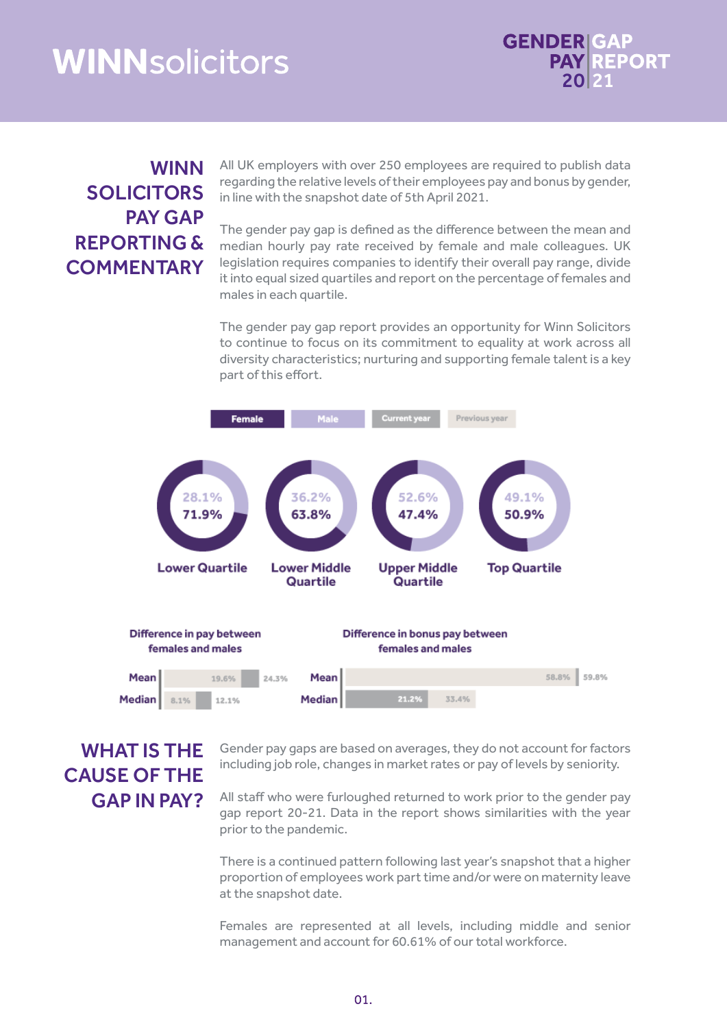# WINNsolicitors

**GENDER PAY GAP REPORT 2021**

## WINN SOLICITORS PAY GAP REPORTING & COMMENTARY

All UK employers with over 250 employees are required to publish data regarding the relative levels of their employees pay and bonus by gender, in line with the snapshot date of 5th April 2021.

The gender pay gap is defined as the difference between the mean and median hourly pay rate received by female and male colleagues. UK legislation requires companies to identify their overall pay range, divide it into equal sized quartiles and report on the percentage of females and males in each quartile.

The gender pay gap report provides an opportunity for Winn Solicitors to continue to focus on its commitment to equality at work across all diversity characteristics; nurturing and supporting female talent is a key part of this effort.

Female | Male | Current year | Previous year

| | Lower Quartile | Lower Middle Quartile | Upper Middle Quartile | Top Quartile |
|---|---|---|---|---|
| Male | 28.1% | 36.2% | 52.6% | 49.1% |
| Female | 71.9% | 63.8% | 47.4% | 50.9% |

**Difference in pay between females and males**

| | Current year | Previous year |
|---|---|---|
| Mean | 19.6% | 24.3% |
| Median | 8.1% | 12.1% |

**Difference in bonus pay between females and males**

| | Current year | Previous year |
|---|---|---|
| Mean | 58.8% | 59.8% |
| Median | 21.2% | 33.4% |

## WHAT IS THE CAUSE OF THE GAP IN PAY?

Gender pay gaps are based on averages, they do not account for factors including job role, changes in market rates or pay of levels by seniority.

All staff who were furloughed returned to work prior to the gender pay gap report 20-21. Data in the report shows similarities with the year prior to the pandemic.

There is a continued pattern following last year's snapshot that a higher proportion of employees work part time and/or were on maternity leave at the snapshot date.

Females are represented at all levels, including middle and senior management and account for 60.61% of our total workforce.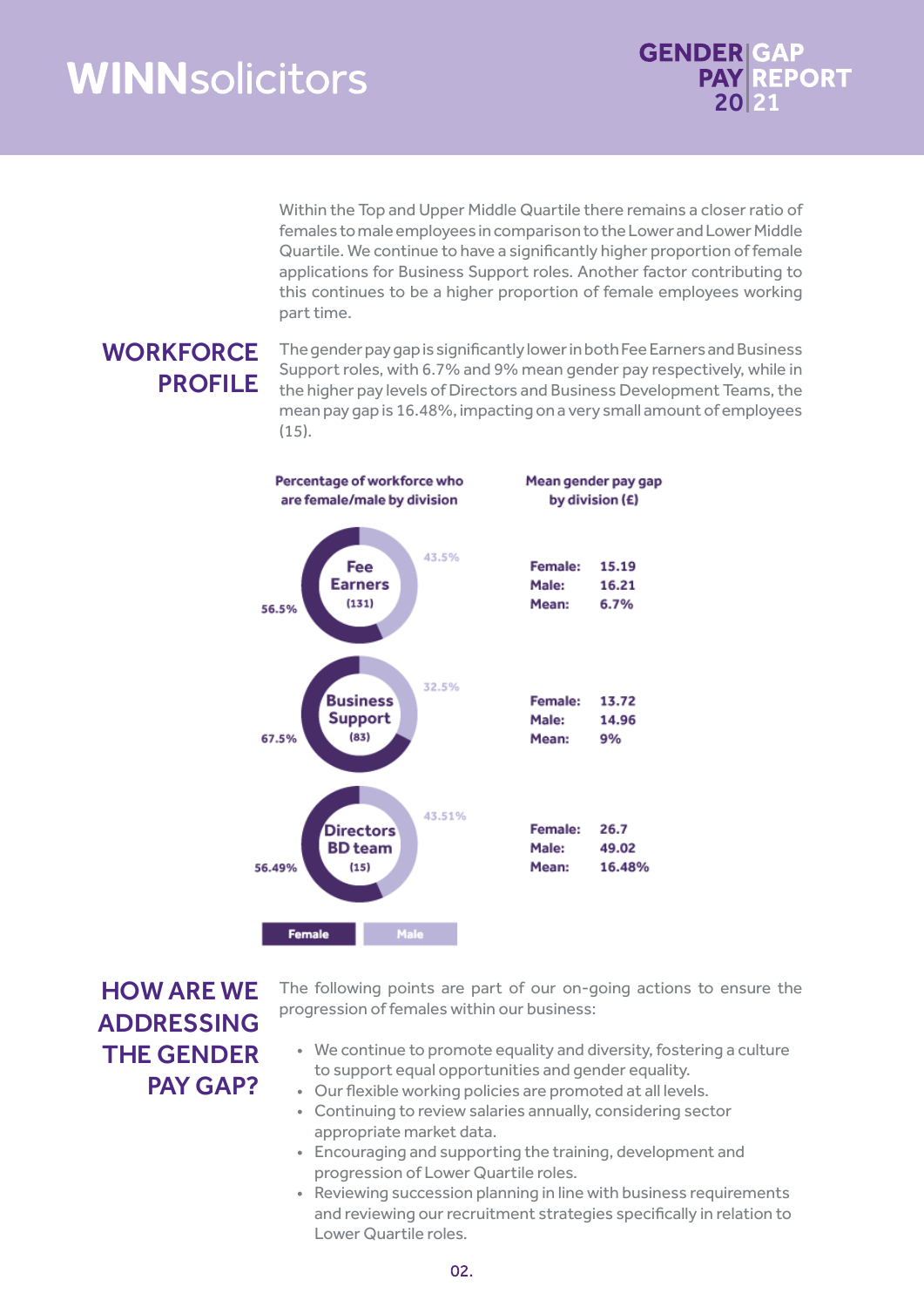Within the Top and Upper Middle Quartile there remains a closer ratio of females to male employees in comparison to the Lower and Lower Middle Quartile. We continue to have a significantly higher proportion of female applications for Business Support roles. Another factor contributing to this continues to be a higher proportion of female employees working part time.

## WORKFORCE PROFILE

The gender pay gap is significantly lower in both Fee Earners and Business Support roles, with 6.7% and 9% mean gender pay respectively, while in the higher pay levels of Directors and Business Development Teams, the mean pay gap is 16.48%, impacting on a very small amount of employees (15).

**Percentage of workforce who are female/male by division**

Fee Earners (131)
56.5%
43.5%

Business Support (83)
67.5%
32.5%

Directors BD team (15)
56.49%
43.51%

Female
Male

**Mean gender pay gap by division (£)**

Female: 15.19
Male: 16.21
Mean: 6.7%

Female: 13.72
Male: 14.96
Mean: 9%

Female: 26.7
Male: 49.02
Mean: 16.48%

## HOW ARE WE ADDRESSING THE GENDER PAY GAP?

The following points are part of our on-going actions to ensure the progression of females within our business:

- We continue to promote equality and diversity, fostering a culture to support equal opportunities and gender equality.
- Our flexible working policies are promoted at all levels.
- Continuing to review salaries annually, considering sector appropriate market data.
- Encouraging and supporting the training, development and progression of Lower Quartile roles.
- Reviewing succession planning in line with business requirements and reviewing our recruitment strategies specifically in relation to Lower Quartile roles.